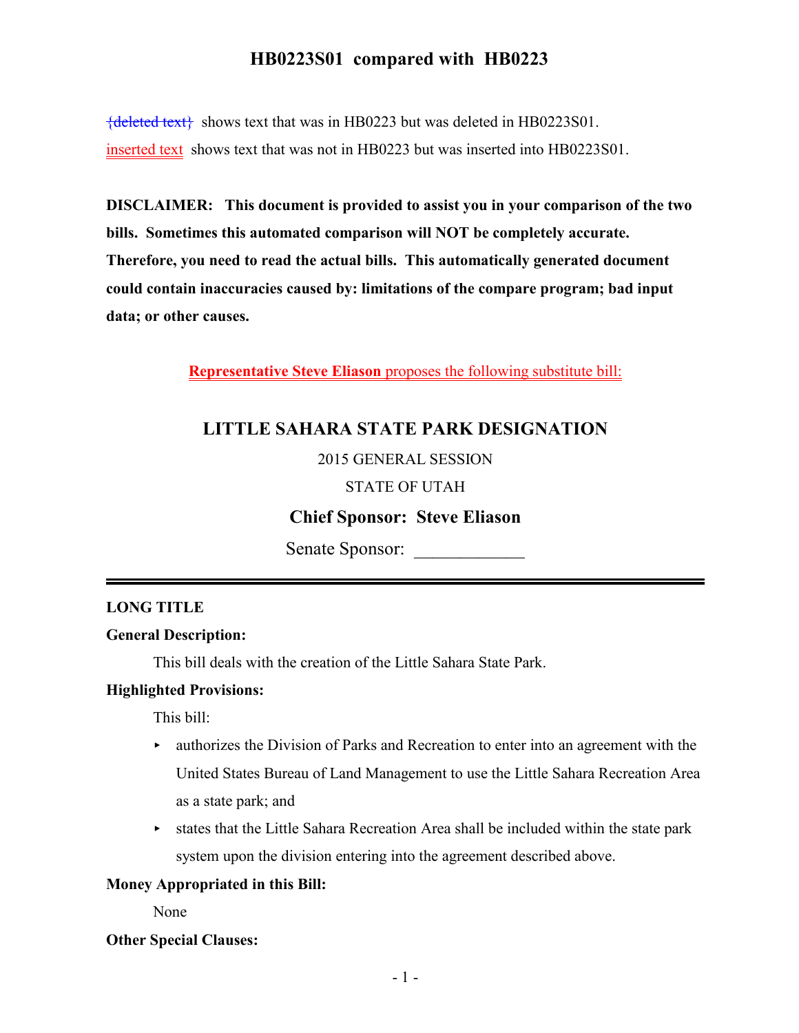# HB0223S01 compared with HB0223

{deleted text} shows text that was in HB0223 but was deleted in HB0223S01.

inserted text shows text that was not in HB0223 but was inserted into HB0223S01.

**DISCLAIMER: This document is provided to assist you in your comparison of the two bills. Sometimes this automated comparison will NOT be completely accurate. Therefore, you need to read the actual bills. This automatically generated document could contain inaccuracies caused by: limitations of the compare program; bad input data; or other causes.**

**Representative Steve Eliason** proposes the following substitute bill:

## LITTLE SAHARA STATE PARK DESIGNATION

2015 GENERAL SESSION

STATE OF UTAH

**Chief Sponsor: Steve Eliason**

Senate Sponsor: ____________

**LONG TITLE**

**General Description:**

This bill deals with the creation of the Little Sahara State Park.

**Highlighted Provisions:**

This bill:

- authorizes the Division of Parks and Recreation to enter into an agreement with the United States Bureau of Land Management to use the Little Sahara Recreation Area as a state park; and
- states that the Little Sahara Recreation Area shall be included within the state park system upon the division entering into the agreement described above.

**Money Appropriated in this Bill:**

None

**Other Special Clauses:**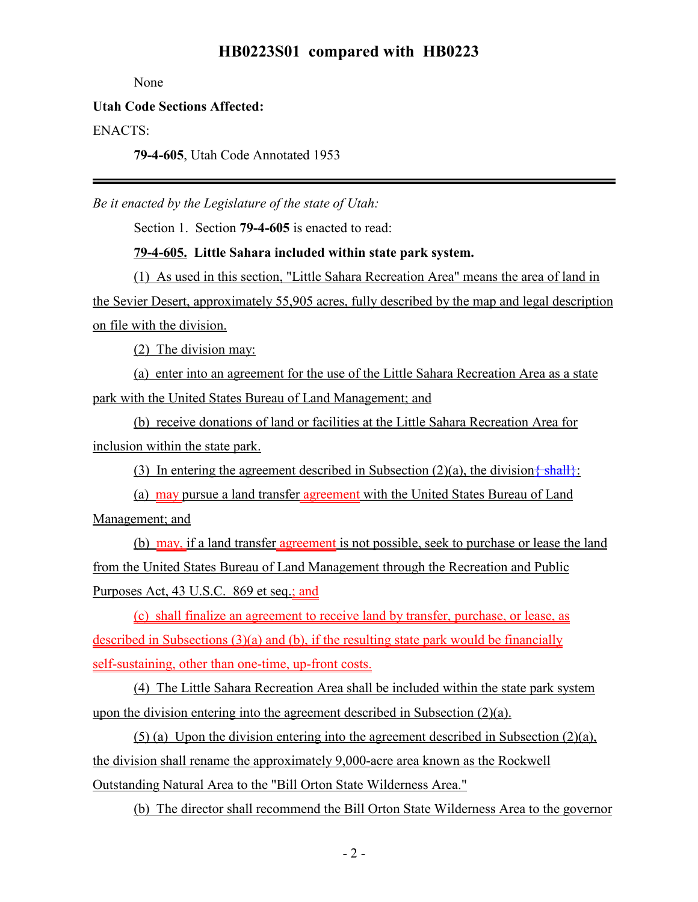None

**Utah Code Sections Affected:**

ENACTS:

**79-4-605**, Utah Code Annotated 1953

*Be it enacted by the Legislature of the state of Utah:*

Section 1. Section **79-4-605** is enacted to read:

**79-4-605. Little Sahara included within state park system.**

(1) As used in this section, "Little Sahara Recreation Area" means the area of land in the Sevier Desert, approximately 55,905 acres, fully described by the map and legal description on file with the division.

(2) The division may:

(a) enter into an agreement for the use of the Little Sahara Recreation Area as a state park with the United States Bureau of Land Management; and

(b) receive donations of land or facilities at the Little Sahara Recreation Area for inclusion within the state park.

(3) In entering the agreement described in Subsection (2)(a), the division{ shall}:

(a) may pursue a land transfer agreement with the United States Bureau of Land Management; and

(b) may, if a land transfer agreement is not possible, seek to purchase or lease the land from the United States Bureau of Land Management through the Recreation and Public Purposes Act, 43 U.S.C. 869 et seq.; and

(c) shall finalize an agreement to receive land by transfer, purchase, or lease, as described in Subsections (3)(a) and (b), if the resulting state park would be financially self-sustaining, other than one-time, up-front costs.

(4) The Little Sahara Recreation Area shall be included within the state park system upon the division entering into the agreement described in Subsection (2)(a).

(5) (a) Upon the division entering into the agreement described in Subsection (2)(a), the division shall rename the approximately 9,000-acre area known as the Rockwell Outstanding Natural Area to the "Bill Orton State Wilderness Area."

(b) The director shall recommend the Bill Orton State Wilderness Area to the governor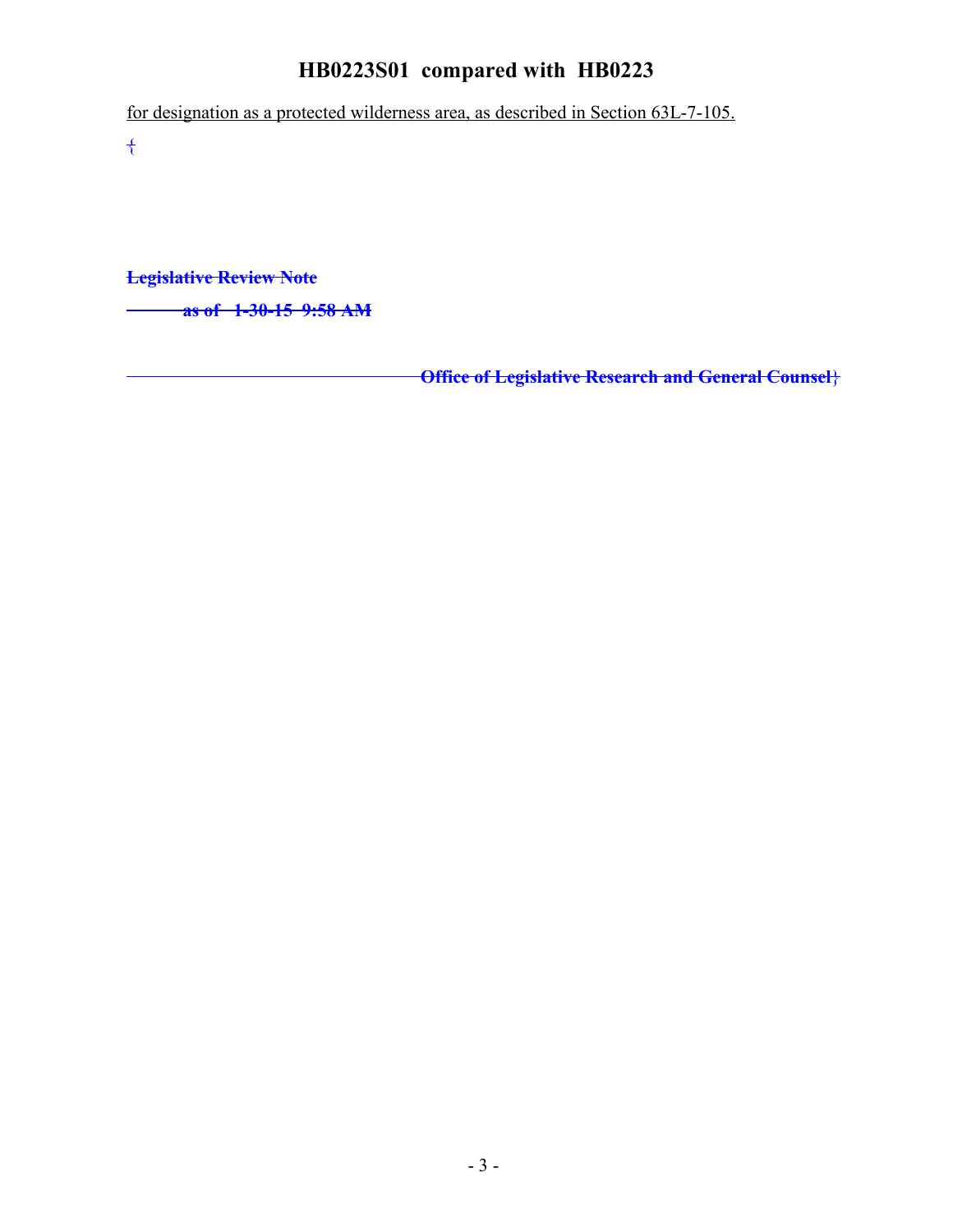for designation as a protected wilderness area, as described in Section 63L-7-105.

{

~~**Legislative Review Note**~~

~~**as of 1-30-15 9:58 AM**~~

~~**Office of Legislative Research and General Counsel**~~}